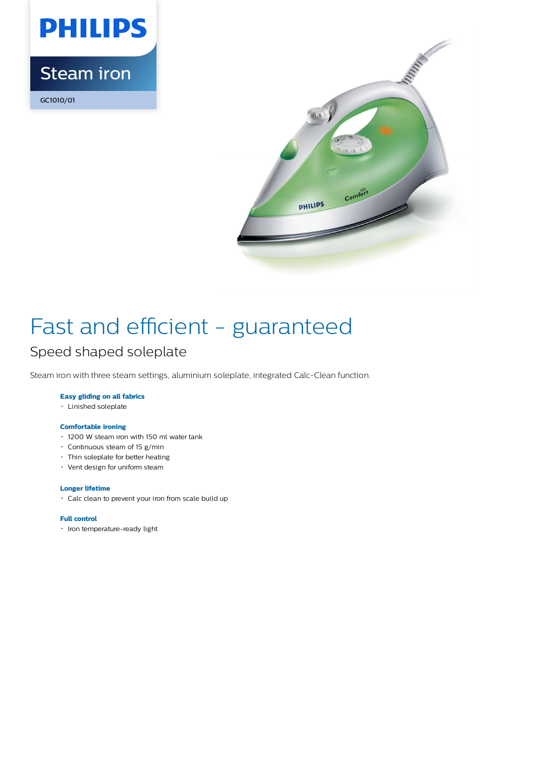PHILIPS

Steam iron

GC1010/01

# Fast and efficient - guaranteed

## Speed shaped soleplate

Steam iron with three steam settings, aluminium soleplate, integrated Calc-Clean function.

**Easy gliding on all fabrics**

- Linished soleplate

**Comfortable ironing**

- 1200 W steam iron with 150 ml water tank
- Continuous steam of 15 g/min
- Thin soleplate for better heating
- Vent design for uniform steam

**Longer lifetime**

- Calc clean to prevent your iron from scale build up

**Full control**

- Iron temperature-ready light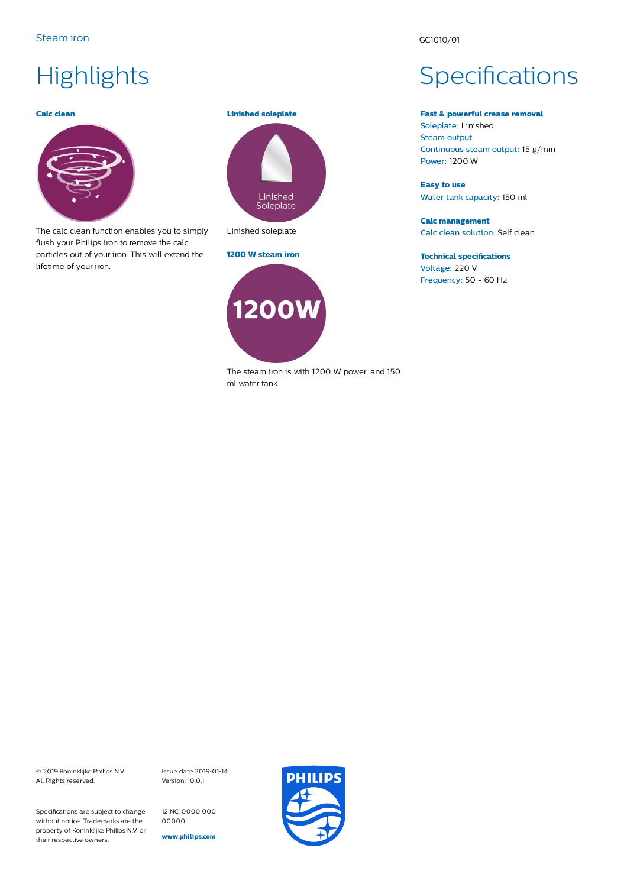Steam iron

GC1010/01

# Highlights

### Calc clean

The calc clean function enables you to simply flush your Philips iron to remove the calc particles out of your iron. This will extend the lifetime of your iron.

### Linished soleplate

Linished Soleplate

Linished soleplate

### 1200 W steam iron

1200W

The steam iron is with 1200 W power, and 150 ml water tank

# Specifications

### Fast & powerful crease removal

Soleplate: Linished
Steam output
Continuous steam output: 15 g/min
Power: 1200 W

### Easy to use

Water tank capacity: 150 ml

### Calc management

Calc clean solution: Self clean

### Technical specifications

Voltage: 220 V
Frequency: 50 - 60 Hz

© 2019 Koninklijke Philips N.V.
All Rights reserved.

Specifications are subject to change without notice. Trademarks are the property of Koninklijke Philips N.V. or their respective owners.

Issue date 2019-01-14
Version: 10.0.1

12 NC: 0000 000 00000

**www.philips.com**

PHILIPS